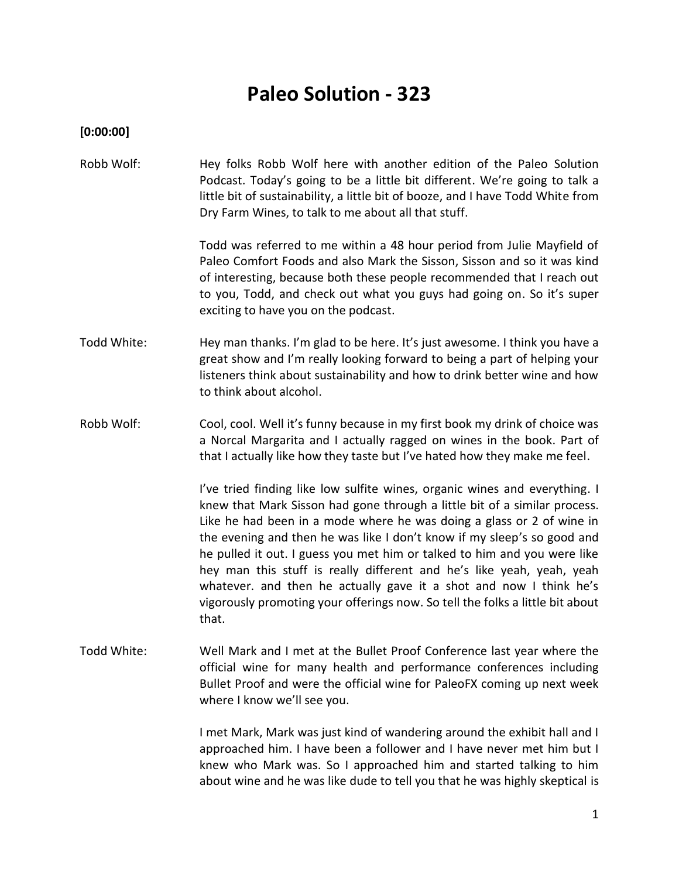# Paleo Solution - 323

**[0:00:00]**

Robb Wolf: Hey folks Robb Wolf here with another edition of the Paleo Solution Podcast. Today's going to be a little bit different. We're going to talk a little bit of sustainability, a little bit of booze, and I have Todd White from Dry Farm Wines, to talk to me about all that stuff.

Todd was referred to me within a 48 hour period from Julie Mayfield of Paleo Comfort Foods and also Mark the Sisson, Sisson and so it was kind of interesting, because both these people recommended that I reach out to you, Todd, and check out what you guys had going on. So it's super exciting to have you on the podcast.

Todd White: Hey man thanks. I'm glad to be here. It's just awesome. I think you have a great show and I'm really looking forward to being a part of helping your listeners think about sustainability and how to drink better wine and how to think about alcohol.

Robb Wolf: Cool, cool. Well it's funny because in my first book my drink of choice was a Norcal Margarita and I actually ragged on wines in the book. Part of that I actually like how they taste but I've hated how they make me feel.

I've tried finding like low sulfite wines, organic wines and everything. I knew that Mark Sisson had gone through a little bit of a similar process. Like he had been in a mode where he was doing a glass or 2 of wine in the evening and then he was like I don't know if my sleep's so good and he pulled it out. I guess you met him or talked to him and you were like hey man this stuff is really different and he's like yeah, yeah, yeah whatever. and then he actually gave it a shot and now I think he's vigorously promoting your offerings now. So tell the folks a little bit about that.

Todd White: Well Mark and I met at the Bullet Proof Conference last year where the official wine for many health and performance conferences including Bullet Proof and were the official wine for PaleoFX coming up next week where I know we'll see you.

I met Mark, Mark was just kind of wandering around the exhibit hall and I approached him. I have been a follower and I have never met him but I knew who Mark was. So I approached him and started talking to him about wine and he was like dude to tell you that he was highly skeptical is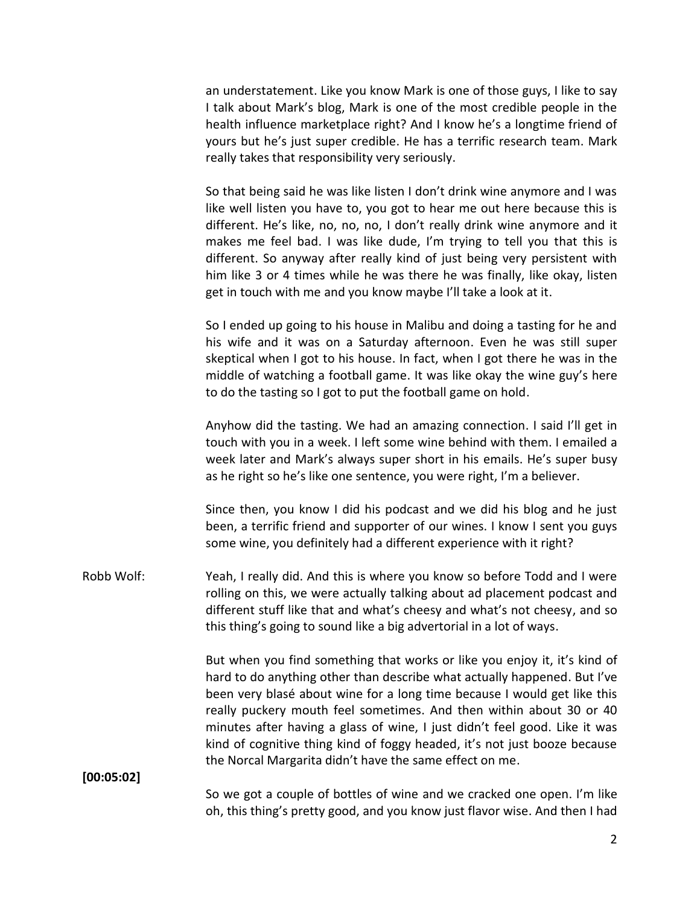an understatement. Like you know Mark is one of those guys, I like to say I talk about Mark's blog, Mark is one of the most credible people in the health influence marketplace right? And I know he's a longtime friend of yours but he's just super credible. He has a terrific research team. Mark really takes that responsibility very seriously.

So that being said he was like listen I don't drink wine anymore and I was like well listen you have to, you got to hear me out here because this is different. He's like, no, no, no, I don't really drink wine anymore and it makes me feel bad. I was like dude, I'm trying to tell you that this is different. So anyway after really kind of just being very persistent with him like 3 or 4 times while he was there he was finally, like okay, listen get in touch with me and you know maybe I'll take a look at it.

So I ended up going to his house in Malibu and doing a tasting for he and his wife and it was on a Saturday afternoon. Even he was still super skeptical when I got to his house. In fact, when I got there he was in the middle of watching a football game. It was like okay the wine guy's here to do the tasting so I got to put the football game on hold.

Anyhow did the tasting. We had an amazing connection. I said I'll get in touch with you in a week. I left some wine behind with them. I emailed a week later and Mark's always super short in his emails. He's super busy as he right so he's like one sentence, you were right, I'm a believer.

Since then, you know I did his podcast and we did his blog and he just been, a terrific friend and supporter of our wines. I know I sent you guys some wine, you definitely had a different experience with it right?

Robb Wolf: Yeah, I really did. And this is where you know so before Todd and I were rolling on this, we were actually talking about ad placement podcast and different stuff like that and what's cheesy and what's not cheesy, and so this thing's going to sound like a big advertorial in a lot of ways.

But when you find something that works or like you enjoy it, it's kind of hard to do anything other than describe what actually happened. But I've been very blasé about wine for a long time because I would get like this really puckery mouth feel sometimes. And then within about 30 or 40 minutes after having a glass of wine, I just didn't feel good. Like it was kind of cognitive thing kind of foggy headed, it's not just booze because the Norcal Margarita didn't have the same effect on me.

**[00:05:02]**

So we got a couple of bottles of wine and we cracked one open. I'm like oh, this thing's pretty good, and you know just flavor wise. And then I had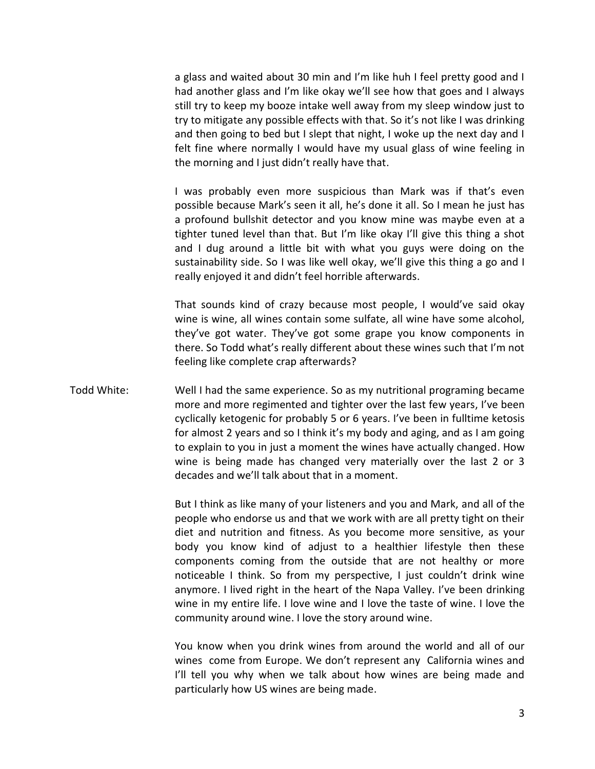a glass and waited about 30 min and I'm like huh I feel pretty good and I had another glass and I'm like okay we'll see how that goes and I always still try to keep my booze intake well away from my sleep window just to try to mitigate any possible effects with that. So it's not like I was drinking and then going to bed but I slept that night, I woke up the next day and I felt fine where normally I would have my usual glass of wine feeling in the morning and I just didn't really have that.

I was probably even more suspicious than Mark was if that's even possible because Mark's seen it all, he's done it all. So I mean he just has a profound bullshit detector and you know mine was maybe even at a tighter tuned level than that. But I'm like okay I'll give this thing a shot and I dug around a little bit with what you guys were doing on the sustainability side. So I was like well okay, we'll give this thing a go and I really enjoyed it and didn't feel horrible afterwards.

That sounds kind of crazy because most people, I would've said okay wine is wine, all wines contain some sulfate, all wine have some alcohol, they've got water. They've got some grape you know components in there. So Todd what's really different about these wines such that I'm not feeling like complete crap afterwards?

**Todd White:** Well I had the same experience. So as my nutritional programing became more and more regimented and tighter over the last few years, I've been cyclically ketogenic for probably 5 or 6 years. I've been in fulltime ketosis for almost 2 years and so I think it's my body and aging, and as I am going to explain to you in just a moment the wines have actually changed. How wine is being made has changed very materially over the last 2 or 3 decades and we'll talk about that in a moment.

But I think as like many of your listeners and you and Mark, and all of the people who endorse us and that we work with are all pretty tight on their diet and nutrition and fitness. As you become more sensitive, as your body you know kind of adjust to a healthier lifestyle then these components coming from the outside that are not healthy or more noticeable I think. So from my perspective, I just couldn't drink wine anymore. I lived right in the heart of the Napa Valley. I've been drinking wine in my entire life. I love wine and I love the taste of wine. I love the community around wine. I love the story around wine.

You know when you drink wines from around the world and all of our wines come from Europe. We don't represent any California wines and I'll tell you why when we talk about how wines are being made and particularly how US wines are being made.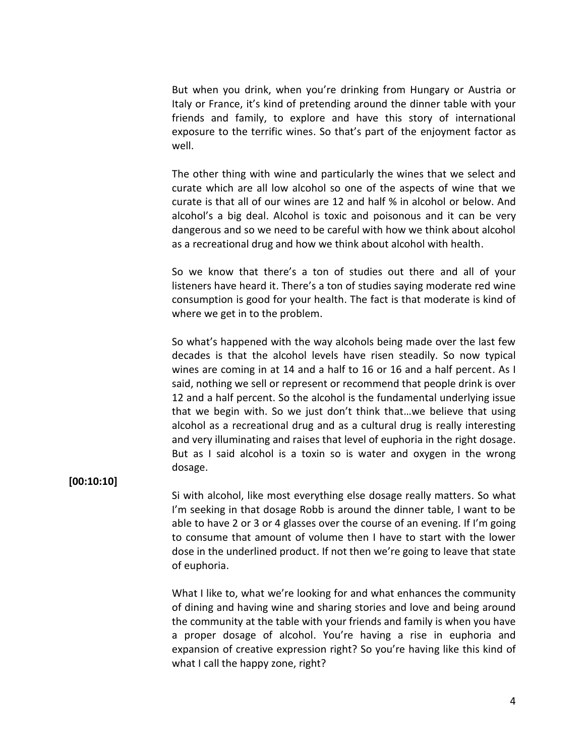But when you drink, when you're drinking from Hungary or Austria or Italy or France, it's kind of pretending around the dinner table with your friends and family, to explore and have this story of international exposure to the terrific wines. So that's part of the enjoyment factor as well.

The other thing with wine and particularly the wines that we select and curate which are all low alcohol so one of the aspects of wine that we curate is that all of our wines are 12 and half % in alcohol or below. And alcohol's a big deal. Alcohol is toxic and poisonous and it can be very dangerous and so we need to be careful with how we think about alcohol as a recreational drug and how we think about alcohol with health.

So we know that there's a ton of studies out there and all of your listeners have heard it. There's a ton of studies saying moderate red wine consumption is good for your health. The fact is that moderate is kind of where we get in to the problem.

So what's happened with the way alcohols being made over the last few decades is that the alcohol levels have risen steadily. So now typical wines are coming in at 14 and a half to 16 or 16 and a half percent. As I said, nothing we sell or represent or recommend that people drink is over 12 and a half percent. So the alcohol is the fundamental underlying issue that we begin with. So we just don't think that…we believe that using alcohol as a recreational drug and as a cultural drug is really interesting and very illuminating and raises that level of euphoria in the right dosage. But as I said alcohol is a toxin so is water and oxygen in the wrong dosage.

**[00:10:10]**

Si with alcohol, like most everything else dosage really matters. So what I'm seeking in that dosage Robb is around the dinner table, I want to be able to have 2 or 3 or 4 glasses over the course of an evening. If I'm going to consume that amount of volume then I have to start with the lower dose in the underlined product. If not then we're going to leave that state of euphoria.

What I like to, what we're looking for and what enhances the community of dining and having wine and sharing stories and love and being around the community at the table with your friends and family is when you have a proper dosage of alcohol. You're having a rise in euphoria and expansion of creative expression right? So you're having like this kind of what I call the happy zone, right?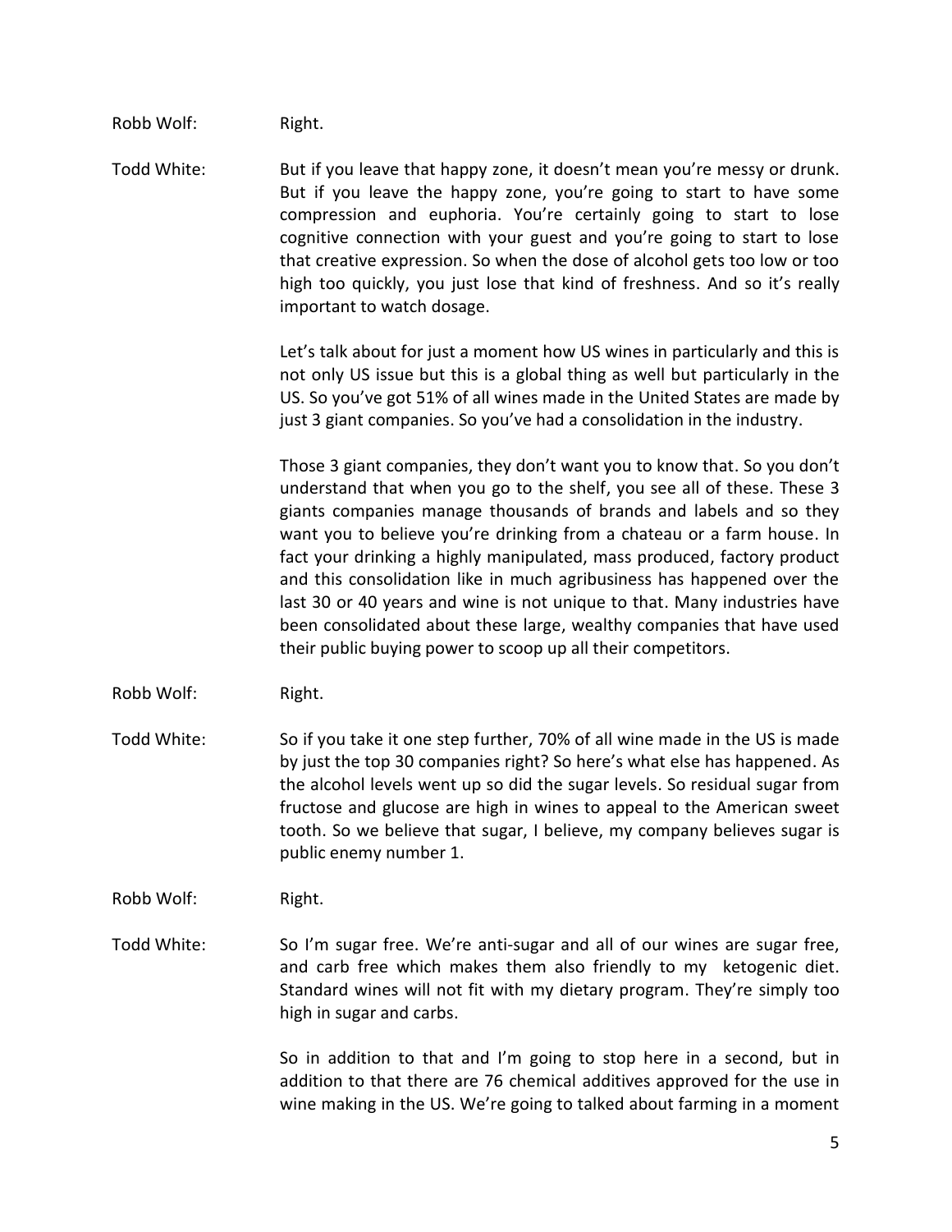Robb Wolf: Right.

Todd White: But if you leave that happy zone, it doesn't mean you're messy or drunk. But if you leave the happy zone, you're going to start to have some compression and euphoria. You're certainly going to start to lose cognitive connection with your guest and you're going to start to lose that creative expression. So when the dose of alcohol gets too low or too high too quickly, you just lose that kind of freshness. And so it's really important to watch dosage.

Let's talk about for just a moment how US wines in particularly and this is not only US issue but this is a global thing as well but particularly in the US. So you've got 51% of all wines made in the United States are made by just 3 giant companies. So you've had a consolidation in the industry.

Those 3 giant companies, they don't want you to know that. So you don't understand that when you go to the shelf, you see all of these. These 3 giants companies manage thousands of brands and labels and so they want you to believe you're drinking from a chateau or a farm house. In fact your drinking a highly manipulated, mass produced, factory product and this consolidation like in much agribusiness has happened over the last 30 or 40 years and wine is not unique to that. Many industries have been consolidated about these large, wealthy companies that have used their public buying power to scoop up all their competitors.

Robb Wolf: Right.

Todd White: So if you take it one step further, 70% of all wine made in the US is made by just the top 30 companies right? So here's what else has happened. As the alcohol levels went up so did the sugar levels. So residual sugar from fructose and glucose are high in wines to appeal to the American sweet tooth. So we believe that sugar, I believe, my company believes sugar is public enemy number 1.

Robb Wolf: Right.

Todd White: So I'm sugar free. We're anti-sugar and all of our wines are sugar free, and carb free which makes them also friendly to my ketogenic diet. Standard wines will not fit with my dietary program. They're simply too high in sugar and carbs.

So in addition to that and I'm going to stop here in a second, but in addition to that there are 76 chemical additives approved for the use in wine making in the US. We're going to talked about farming in a moment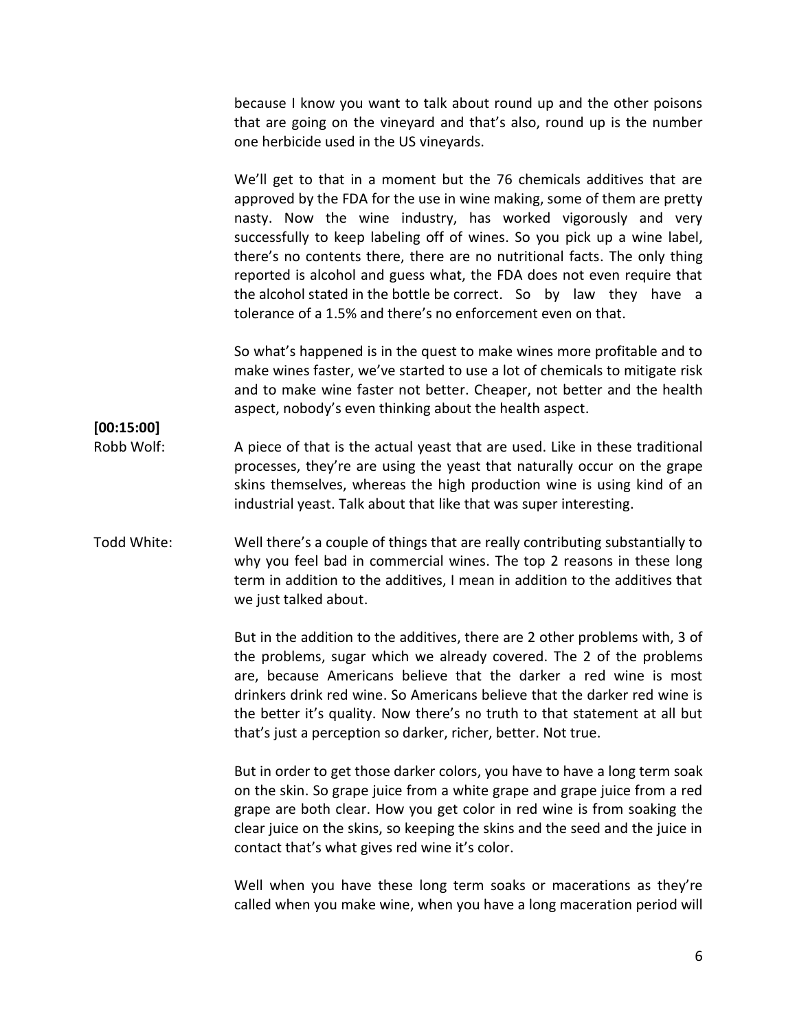because I know you want to talk about round up and the other poisons that are going on the vineyard and that's also, round up is the number one herbicide used in the US vineyards.

We'll get to that in a moment but the 76 chemicals additives that are approved by the FDA for the use in wine making, some of them are pretty nasty. Now the wine industry, has worked vigorously and very successfully to keep labeling off of wines. So you pick up a wine label, there's no contents there, there are no nutritional facts. The only thing reported is alcohol and guess what, the FDA does not even require that the alcohol stated in the bottle be correct. So by law they have a tolerance of a 1.5% and there's no enforcement even on that.

So what's happened is in the quest to make wines more profitable and to make wines faster, we've started to use a lot of chemicals to mitigate risk and to make wine faster not better. Cheaper, not better and the health aspect, nobody's even thinking about the health aspect.

**[00:15:00]**

Robb Wolf: A piece of that is the actual yeast that are used. Like in these traditional processes, they're are using the yeast that naturally occur on the grape skins themselves, whereas the high production wine is using kind of an industrial yeast. Talk about that like that was super interesting.

Todd White: Well there's a couple of things that are really contributing substantially to why you feel bad in commercial wines. The top 2 reasons in these long term in addition to the additives, I mean in addition to the additives that we just talked about.

But in the addition to the additives, there are 2 other problems with, 3 of the problems, sugar which we already covered. The 2 of the problems are, because Americans believe that the darker a red wine is most drinkers drink red wine. So Americans believe that the darker red wine is the better it's quality. Now there's no truth to that statement at all but that's just a perception so darker, richer, better. Not true.

But in order to get those darker colors, you have to have a long term soak on the skin. So grape juice from a white grape and grape juice from a red grape are both clear. How you get color in red wine is from soaking the clear juice on the skins, so keeping the skins and the seed and the juice in contact that's what gives red wine it's color.

Well when you have these long term soaks or macerations as they're called when you make wine, when you have a long maceration period will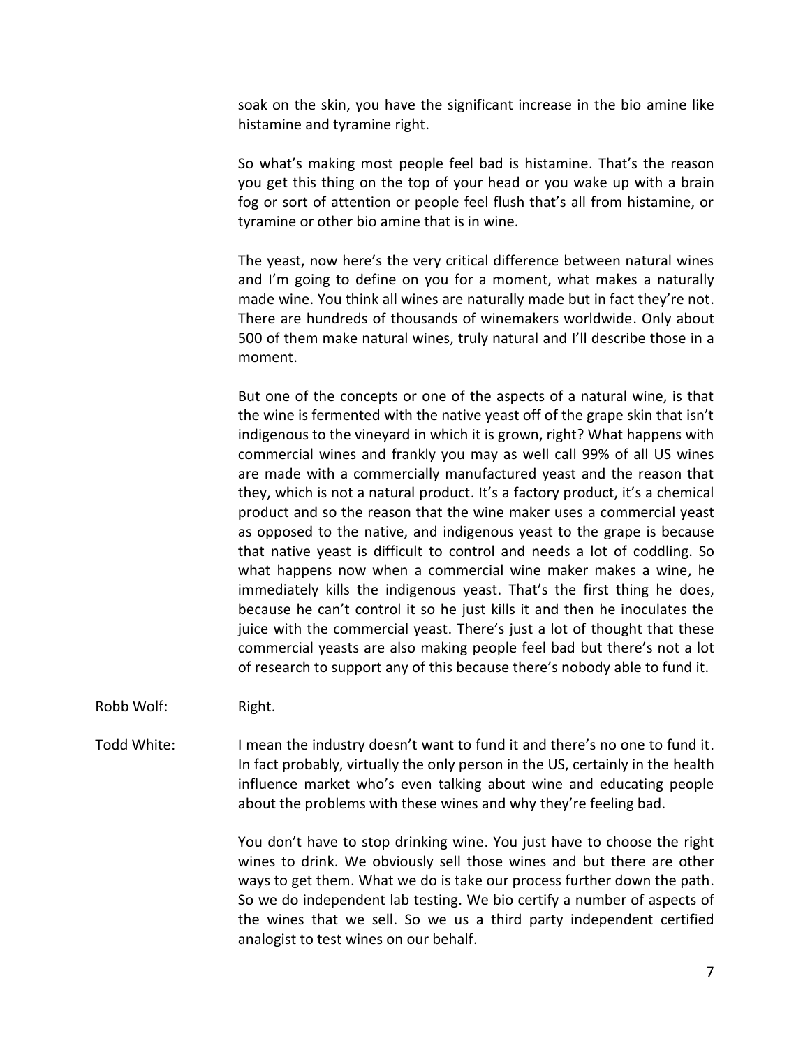soak on the skin, you have the significant increase in the bio amine like histamine and tyramine right.

So what's making most people feel bad is histamine. That's the reason you get this thing on the top of your head or you wake up with a brain fog or sort of attention or people feel flush that's all from histamine, or tyramine or other bio amine that is in wine.

The yeast, now here's the very critical difference between natural wines and I'm going to define on you for a moment, what makes a naturally made wine. You think all wines are naturally made but in fact they're not. There are hundreds of thousands of winemakers worldwide. Only about 500 of them make natural wines, truly natural and I'll describe those in a moment.

But one of the concepts or one of the aspects of a natural wine, is that the wine is fermented with the native yeast off of the grape skin that isn't indigenous to the vineyard in which it is grown, right? What happens with commercial wines and frankly you may as well call 99% of all US wines are made with a commercially manufactured yeast and the reason that they, which is not a natural product. It's a factory product, it's a chemical product and so the reason that the wine maker uses a commercial yeast as opposed to the native, and indigenous yeast to the grape is because that native yeast is difficult to control and needs a lot of coddling. So what happens now when a commercial wine maker makes a wine, he immediately kills the indigenous yeast. That's the first thing he does, because he can't control it so he just kills it and then he inoculates the juice with the commercial yeast. There's just a lot of thought that these commercial yeasts are also making people feel bad but there's not a lot of research to support any of this because there's nobody able to fund it.

Robb Wolf: Right.

Todd White: I mean the industry doesn't want to fund it and there's no one to fund it. In fact probably, virtually the only person in the US, certainly in the health influence market who's even talking about wine and educating people about the problems with these wines and why they're feeling bad.

You don't have to stop drinking wine. You just have to choose the right wines to drink. We obviously sell those wines and but there are other ways to get them. What we do is take our process further down the path. So we do independent lab testing. We bio certify a number of aspects of the wines that we sell. So we us a third party independent certified analogist to test wines on our behalf.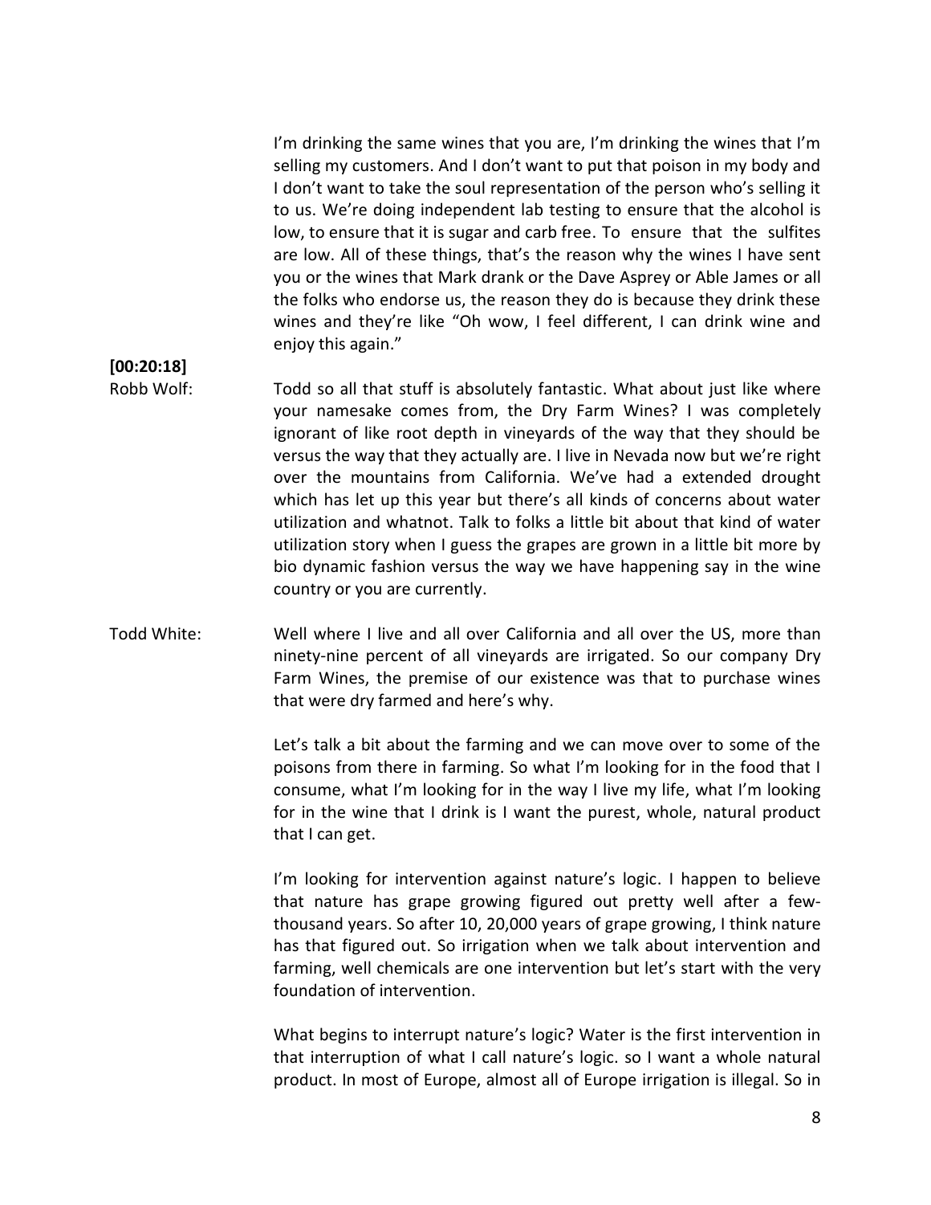I'm drinking the same wines that you are, I'm drinking the wines that I'm selling my customers. And I don't want to put that poison in my body and I don't want to take the soul representation of the person who's selling it to us. We're doing independent lab testing to ensure that the alcohol is low, to ensure that it is sugar and carb free. To ensure that the sulfites are low. All of these things, that's the reason why the wines I have sent you or the wines that Mark drank or the Dave Asprey or Able James or all the folks who endorse us, the reason they do is because they drink these wines and they're like "Oh wow, I feel different, I can drink wine and enjoy this again."

**[00:20:18]**

Robb Wolf: Todd so all that stuff is absolutely fantastic. What about just like where your namesake comes from, the Dry Farm Wines? I was completely ignorant of like root depth in vineyards of the way that they should be versus the way that they actually are. I live in Nevada now but we're right over the mountains from California. We've had a extended drought which has let up this year but there's all kinds of concerns about water utilization and whatnot. Talk to folks a little bit about that kind of water utilization story when I guess the grapes are grown in a little bit more by bio dynamic fashion versus the way we have happening say in the wine country or you are currently.

Todd White: Well where I live and all over California and all over the US, more than ninety-nine percent of all vineyards are irrigated. So our company Dry Farm Wines, the premise of our existence was that to purchase wines that were dry farmed and here's why.

Let's talk a bit about the farming and we can move over to some of the poisons from there in farming. So what I'm looking for in the food that I consume, what I'm looking for in the way I live my life, what I'm looking for in the wine that I drink is I want the purest, whole, natural product that I can get.

I'm looking for intervention against nature's logic. I happen to believe that nature has grape growing figured out pretty well after a few-thousand years. So after 10, 20,000 years of grape growing, I think nature has that figured out. So irrigation when we talk about intervention and farming, well chemicals are one intervention but let's start with the very foundation of intervention.

What begins to interrupt nature's logic? Water is the first intervention in that interruption of what I call nature's logic. so I want a whole natural product. In most of Europe, almost all of Europe irrigation is illegal. So in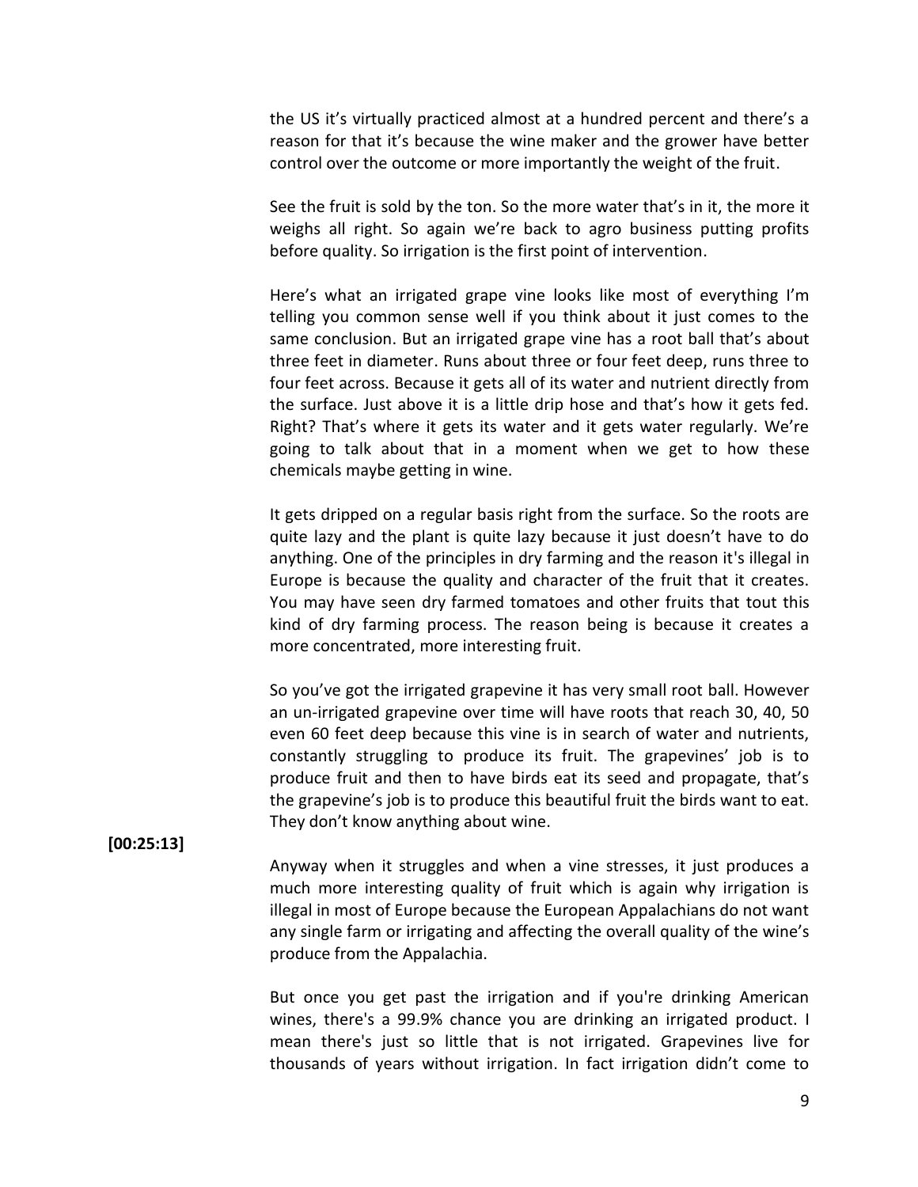the US it's virtually practiced almost at a hundred percent and there's a reason for that it's because the wine maker and the grower have better control over the outcome or more importantly the weight of the fruit.

See the fruit is sold by the ton. So the more water that's in it, the more it weighs all right. So again we're back to agro business putting profits before quality. So irrigation is the first point of intervention.

Here's what an irrigated grape vine looks like most of everything I'm telling you common sense well if you think about it just comes to the same conclusion. But an irrigated grape vine has a root ball that's about three feet in diameter. Runs about three or four feet deep, runs three to four feet across. Because it gets all of its water and nutrient directly from the surface. Just above it is a little drip hose and that's how it gets fed. Right? That's where it gets its water and it gets water regularly. We're going to talk about that in a moment when we get to how these chemicals maybe getting in wine.

It gets dripped on a regular basis right from the surface. So the roots are quite lazy and the plant is quite lazy because it just doesn't have to do anything. One of the principles in dry farming and the reason it's illegal in Europe is because the quality and character of the fruit that it creates. You may have seen dry farmed tomatoes and other fruits that tout this kind of dry farming process. The reason being is because it creates a more concentrated, more interesting fruit.

So you've got the irrigated grapevine it has very small root ball. However an un-irrigated grapevine over time will have roots that reach 30, 40, 50 even 60 feet deep because this vine is in search of water and nutrients, constantly struggling to produce its fruit. The grapevines' job is to produce fruit and then to have birds eat its seed and propagate, that's the grapevine's job is to produce this beautiful fruit the birds want to eat. They don't know anything about wine.

**[00:25:13]**

Anyway when it struggles and when a vine stresses, it just produces a much more interesting quality of fruit which is again why irrigation is illegal in most of Europe because the European Appalachians do not want any single farm or irrigating and affecting the overall quality of the wine's produce from the Appalachia.

But once you get past the irrigation and if you're drinking American wines, there's a 99.9% chance you are drinking an irrigated product. I mean there's just so little that is not irrigated. Grapevines live for thousands of years without irrigation. In fact irrigation didn't come to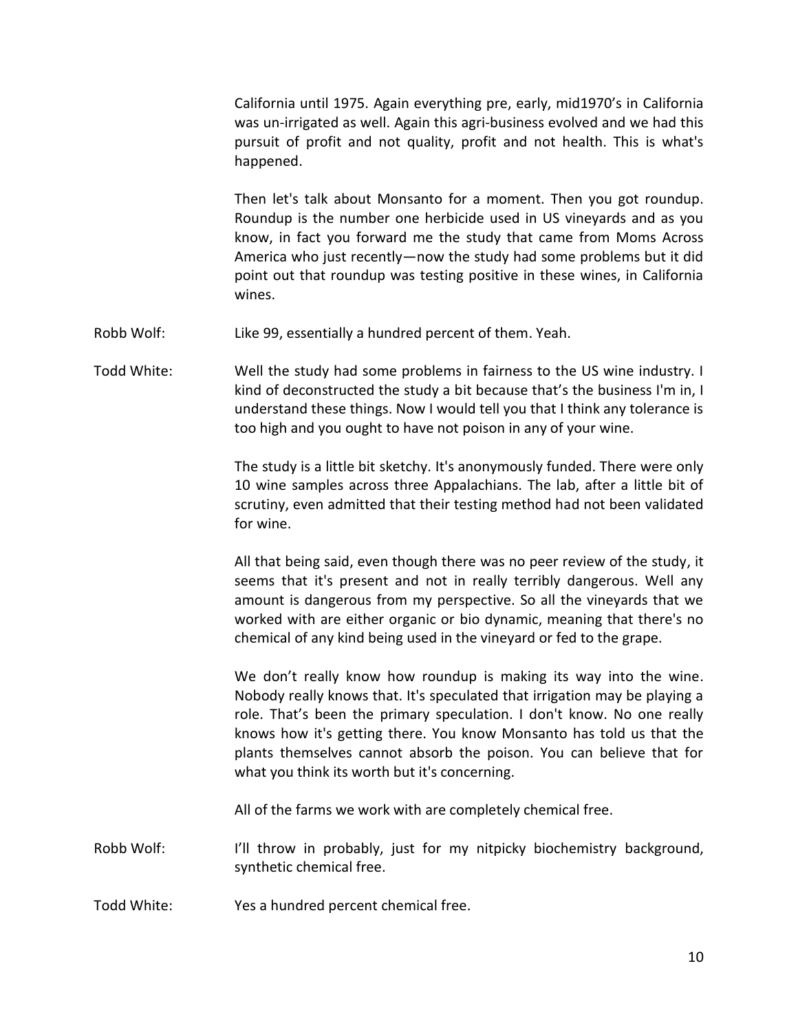California until 1975. Again everything pre, early, mid1970's in California was un-irrigated as well. Again this agri-business evolved and we had this pursuit of profit and not quality, profit and not health. This is what's happened.

Then let's talk about Monsanto for a moment. Then you got roundup. Roundup is the number one herbicide used in US vineyards and as you know, in fact you forward me the study that came from Moms Across America who just recently—now the study had some problems but it did point out that roundup was testing positive in these wines, in California wines.

Robb Wolf: Like 99, essentially a hundred percent of them. Yeah.

Todd White: Well the study had some problems in fairness to the US wine industry. I kind of deconstructed the study a bit because that's the business I'm in, I understand these things. Now I would tell you that I think any tolerance is too high and you ought to have not poison in any of your wine.

The study is a little bit sketchy. It's anonymously funded. There were only 10 wine samples across three Appalachians. The lab, after a little bit of scrutiny, even admitted that their testing method had not been validated for wine.

All that being said, even though there was no peer review of the study, it seems that it's present and not in really terribly dangerous. Well any amount is dangerous from my perspective. So all the vineyards that we worked with are either organic or bio dynamic, meaning that there's no chemical of any kind being used in the vineyard or fed to the grape.

We don't really know how roundup is making its way into the wine. Nobody really knows that. It's speculated that irrigation may be playing a role. That's been the primary speculation. I don't know. No one really knows how it's getting there. You know Monsanto has told us that the plants themselves cannot absorb the poison. You can believe that for what you think its worth but it's concerning.

All of the farms we work with are completely chemical free.

Robb Wolf: I'll throw in probably, just for my nitpicky biochemistry background, synthetic chemical free.

Todd White: Yes a hundred percent chemical free.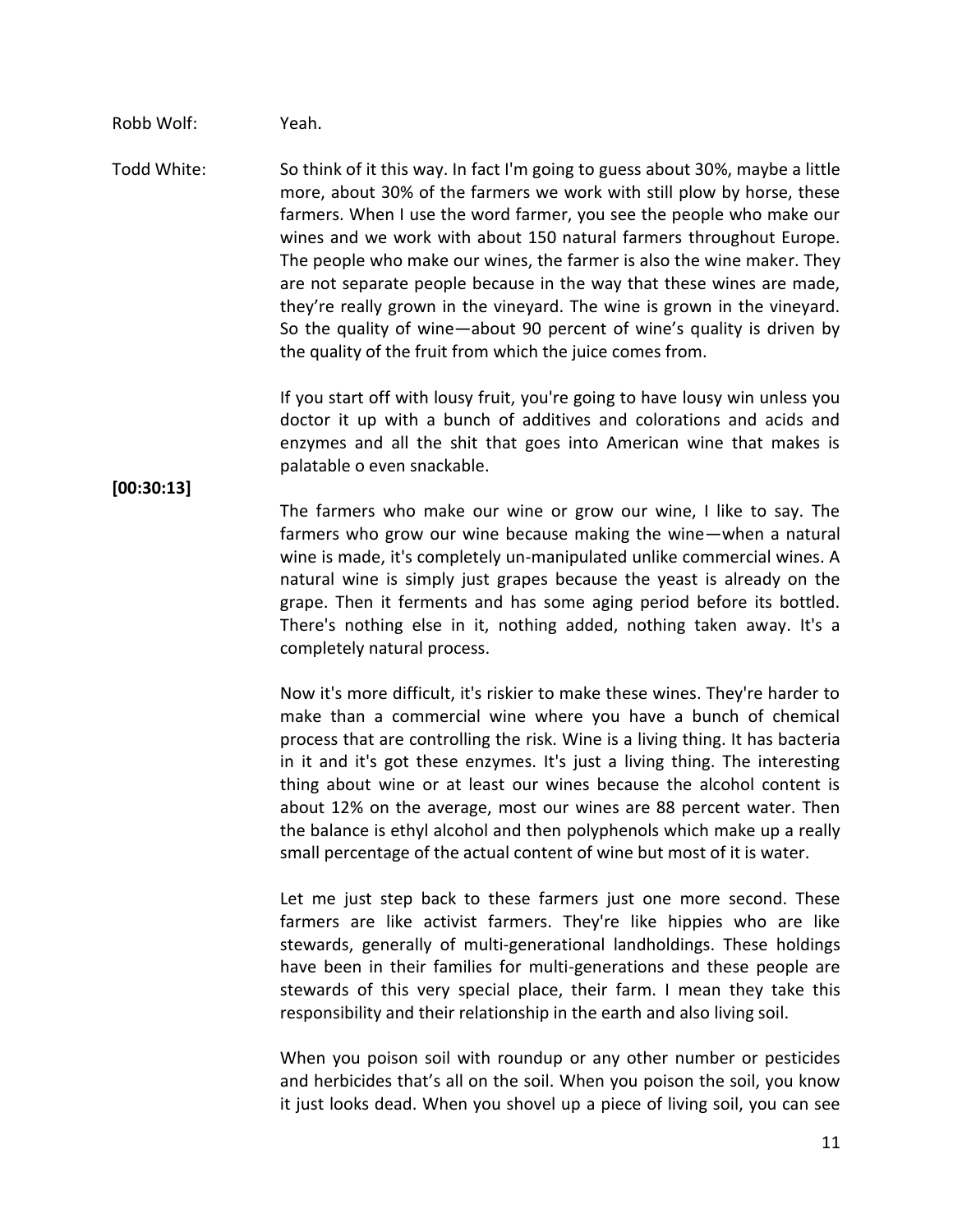Robb Wolf: Yeah.

Todd White: So think of it this way. In fact I'm going to guess about 30%, maybe a little more, about 30% of the farmers we work with still plow by horse, these farmers. When I use the word farmer, you see the people who make our wines and we work with about 150 natural farmers throughout Europe. The people who make our wines, the farmer is also the wine maker. They are not separate people because in the way that these wines are made, they're really grown in the vineyard. The wine is grown in the vineyard. So the quality of wine—about 90 percent of wine's quality is driven by the quality of the fruit from which the juice comes from.

If you start off with lousy fruit, you're going to have lousy win unless you doctor it up with a bunch of additives and colorations and acids and enzymes and all the shit that goes into American wine that makes is palatable o even snackable.

**[00:30:13]**

The farmers who make our wine or grow our wine, I like to say. The farmers who grow our wine because making the wine—when a natural wine is made, it's completely un-manipulated unlike commercial wines. A natural wine is simply just grapes because the yeast is already on the grape. Then it ferments and has some aging period before its bottled. There's nothing else in it, nothing added, nothing taken away. It's a completely natural process.

Now it's more difficult, it's riskier to make these wines. They're harder to make than a commercial wine where you have a bunch of chemical process that are controlling the risk. Wine is a living thing. It has bacteria in it and it's got these enzymes. It's just a living thing. The interesting thing about wine or at least our wines because the alcohol content is about 12% on the average, most our wines are 88 percent water. Then the balance is ethyl alcohol and then polyphenols which make up a really small percentage of the actual content of wine but most of it is water.

Let me just step back to these farmers just one more second. These farmers are like activist farmers. They're like hippies who are like stewards, generally of multi-generational landholdings. These holdings have been in their families for multi-generations and these people are stewards of this very special place, their farm. I mean they take this responsibility and their relationship in the earth and also living soil.

When you poison soil with roundup or any other number or pesticides and herbicides that's all on the soil. When you poison the soil, you know it just looks dead. When you shovel up a piece of living soil, you can see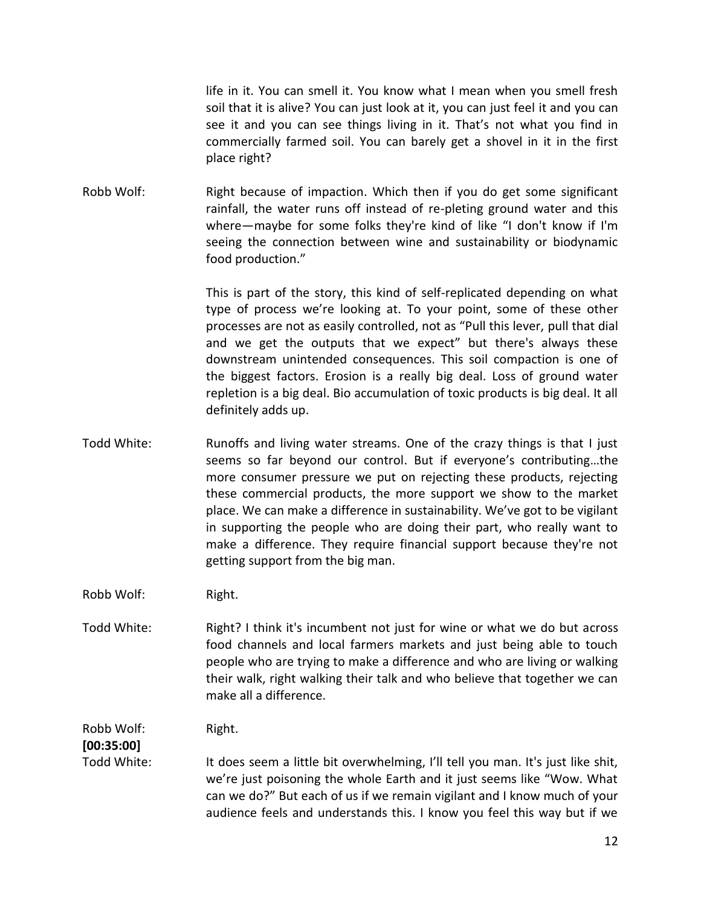life in it. You can smell it. You know what I mean when you smell fresh soil that it is alive? You can just look at it, you can just feel it and you can see it and you can see things living in it. That's not what you find in commercially farmed soil. You can barely get a shovel in it in the first place right?

Robb Wolf: Right because of impaction. Which then if you do get some significant rainfall, the water runs off instead of re-pleting ground water and this where—maybe for some folks they're kind of like "I don't know if I'm seeing the connection between wine and sustainability or biodynamic food production."

This is part of the story, this kind of self-replicated depending on what type of process we're looking at. To your point, some of these other processes are not as easily controlled, not as "Pull this lever, pull that dial and we get the outputs that we expect" but there's always these downstream unintended consequences. This soil compaction is one of the biggest factors. Erosion is a really big deal. Loss of ground water repletion is a big deal. Bio accumulation of toxic products is big deal. It all definitely adds up.

Todd White: Runoffs and living water streams. One of the crazy things is that I just seems so far beyond our control. But if everyone's contributing…the more consumer pressure we put on rejecting these products, rejecting these commercial products, the more support we show to the market place. We can make a difference in sustainability. We've got to be vigilant in supporting the people who are doing their part, who really want to make a difference. They require financial support because they're not getting support from the big man.

Robb Wolf: Right.

Todd White: Right? I think it's incumbent not just for wine or what we do but across food channels and local farmers markets and just being able to touch people who are trying to make a difference and who are living or walking their walk, right walking their talk and who believe that together we can make all a difference.

Robb Wolf: Right.

**[00:35:00]**

Todd White: It does seem a little bit overwhelming, I'll tell you man. It's just like shit, we're just poisoning the whole Earth and it just seems like "Wow. What can we do?" But each of us if we remain vigilant and I know much of your audience feels and understands this. I know you feel this way but if we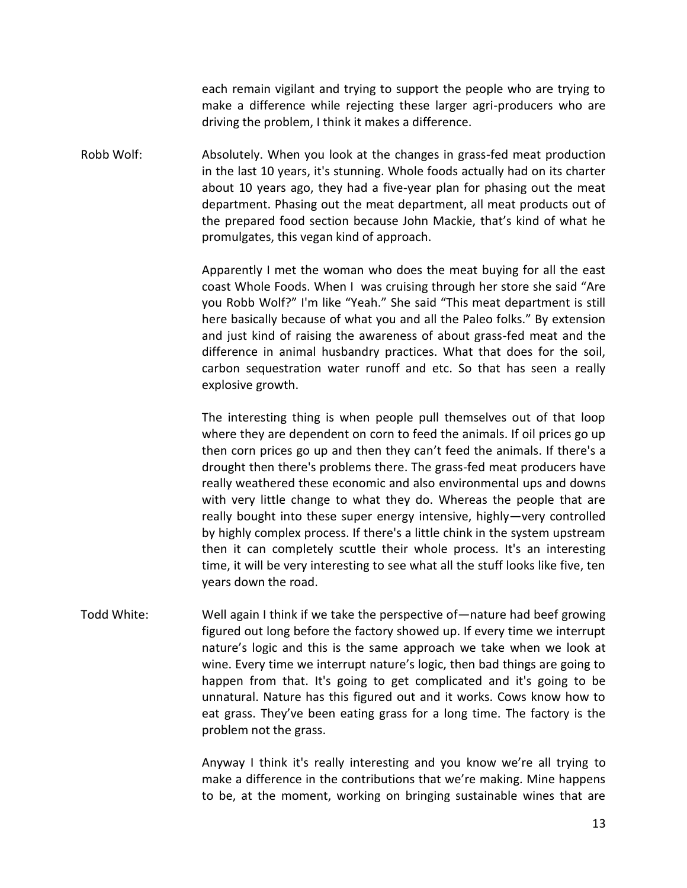each remain vigilant and trying to support the people who are trying to make a difference while rejecting these larger agri-producers who are driving the problem, I think it makes a difference.

**Robb Wolf:** Absolutely. When you look at the changes in grass-fed meat production in the last 10 years, it's stunning. Whole foods actually had on its charter about 10 years ago, they had a five-year plan for phasing out the meat department. Phasing out the meat department, all meat products out of the prepared food section because John Mackie, that's kind of what he promulgates, this vegan kind of approach.

Apparently I met the woman who does the meat buying for all the east coast Whole Foods. When I was cruising through her store she said "Are you Robb Wolf?" I'm like "Yeah." She said "This meat department is still here basically because of what you and all the Paleo folks." By extension and just kind of raising the awareness of about grass-fed meat and the difference in animal husbandry practices. What that does for the soil, carbon sequestration water runoff and etc. So that has seen a really explosive growth.

The interesting thing is when people pull themselves out of that loop where they are dependent on corn to feed the animals. If oil prices go up then corn prices go up and then they can't feed the animals. If there's a drought then there's problems there. The grass-fed meat producers have really weathered these economic and also environmental ups and downs with very little change to what they do. Whereas the people that are really bought into these super energy intensive, highly—very controlled by highly complex process. If there's a little chink in the system upstream then it can completely scuttle their whole process. It's an interesting time, it will be very interesting to see what all the stuff looks like five, ten years down the road.

**Todd White:** Well again I think if we take the perspective of—nature had beef growing figured out long before the factory showed up. If every time we interrupt nature's logic and this is the same approach we take when we look at wine. Every time we interrupt nature's logic, then bad things are going to happen from that. It's going to get complicated and it's going to be unnatural. Nature has this figured out and it works. Cows know how to eat grass. They've been eating grass for a long time. The factory is the problem not the grass.

Anyway I think it's really interesting and you know we're all trying to make a difference in the contributions that we're making. Mine happens to be, at the moment, working on bringing sustainable wines that are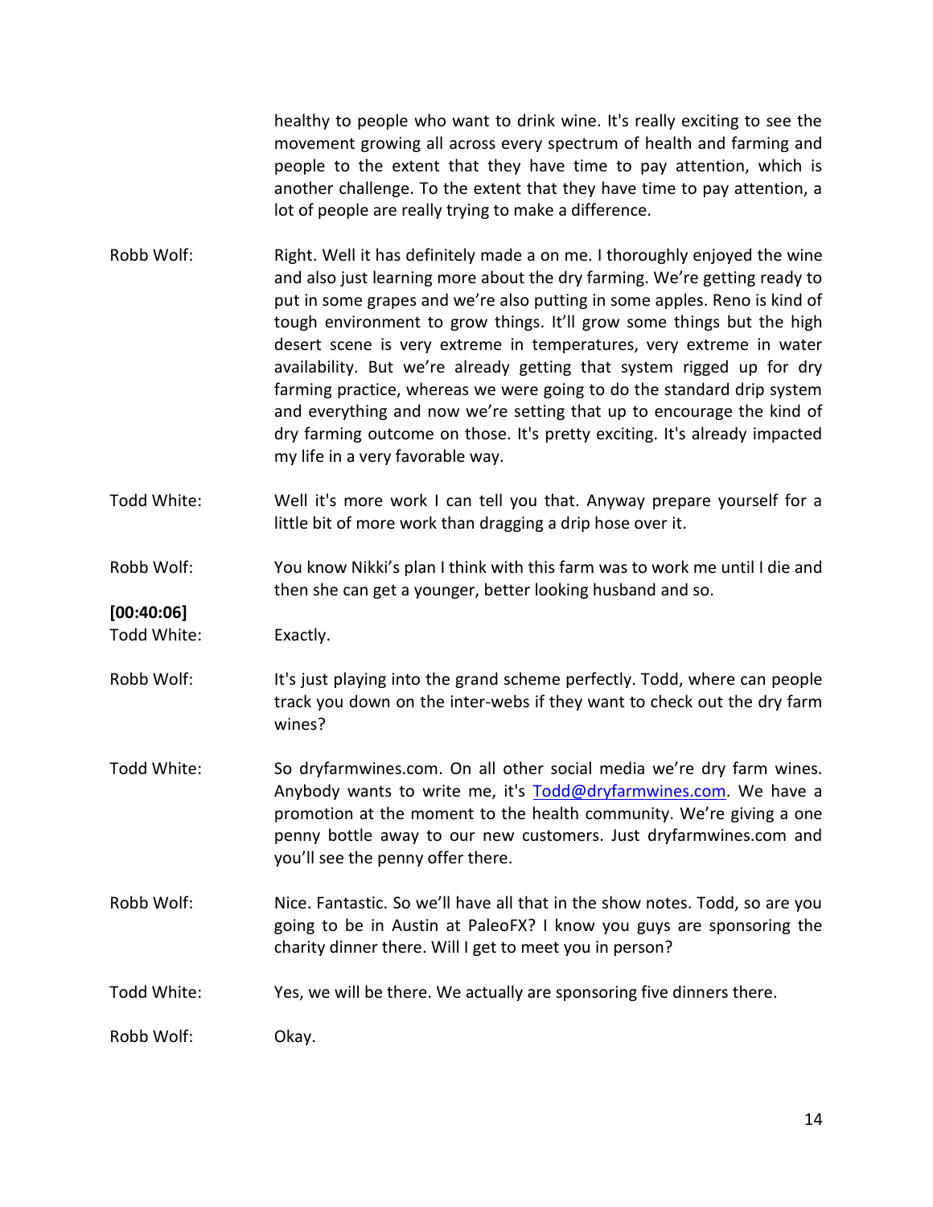healthy to people who want to drink wine. It's really exciting to see the movement growing all across every spectrum of health and farming and people to the extent that they have time to pay attention, which is another challenge. To the extent that they have time to pay attention, a lot of people are really trying to make a difference.

Robb Wolf: Right. Well it has definitely made a on me. I thoroughly enjoyed the wine and also just learning more about the dry farming. We're getting ready to put in some grapes and we're also putting in some apples. Reno is kind of tough environment to grow things. It'll grow some things but the high desert scene is very extreme in temperatures, very extreme in water availability. But we're already getting that system rigged up for dry farming practice, whereas we were going to do the standard drip system and everything and now we're setting that up to encourage the kind of dry farming outcome on those. It's pretty exciting. It's already impacted my life in a very favorable way.

Todd White: Well it's more work I can tell you that. Anyway prepare yourself for a little bit of more work than dragging a drip hose over it.

Robb Wolf: You know Nikki's plan I think with this farm was to work me until I die and then she can get a younger, better looking husband and so.

**[00:40:06]**

Todd White: Exactly.

Robb Wolf: It's just playing into the grand scheme perfectly. Todd, where can people track you down on the inter-webs if they want to check out the dry farm wines?

Todd White: So dryfarmwines.com. On all other social media we're dry farm wines. Anybody wants to write me, it's Todd@dryfarmwines.com. We have a promotion at the moment to the health community. We're giving a one penny bottle away to our new customers. Just dryfarmwines.com and you'll see the penny offer there.

Robb Wolf: Nice. Fantastic. So we'll have all that in the show notes. Todd, so are you going to be in Austin at PaleoFX? I know you guys are sponsoring the charity dinner there. Will I get to meet you in person?

Todd White: Yes, we will be there. We actually are sponsoring five dinners there.

Robb Wolf: Okay.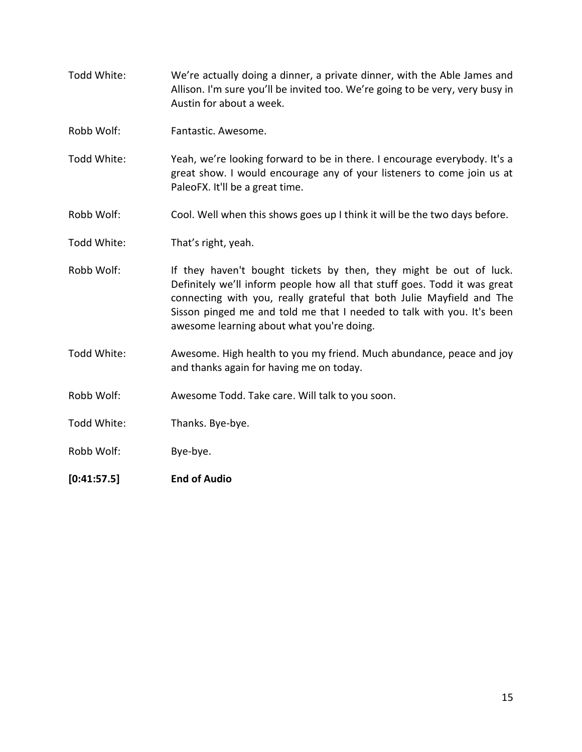Todd White: We're actually doing a dinner, a private dinner, with the Able James and Allison. I'm sure you'll be invited too. We're going to be very, very busy in Austin for about a week.

Robb Wolf: Fantastic. Awesome.

Todd White: Yeah, we're looking forward to be in there. I encourage everybody. It's a great show. I would encourage any of your listeners to come join us at PaleoFX. It'll be a great time.

Robb Wolf: Cool. Well when this shows goes up I think it will be the two days before.

Todd White: That's right, yeah.

Robb Wolf: If they haven't bought tickets by then, they might be out of luck. Definitely we'll inform people how all that stuff goes. Todd it was great connecting with you, really grateful that both Julie Mayfield and The Sisson pinged me and told me that I needed to talk with you. It's been awesome learning about what you're doing.

Todd White: Awesome. High health to you my friend. Much abundance, peace and joy and thanks again for having me on today.

Robb Wolf: Awesome Todd. Take care. Will talk to you soon.

Todd White: Thanks. Bye-bye.

Robb Wolf: Bye-bye.

**[0:41:57.5]** **End of Audio**